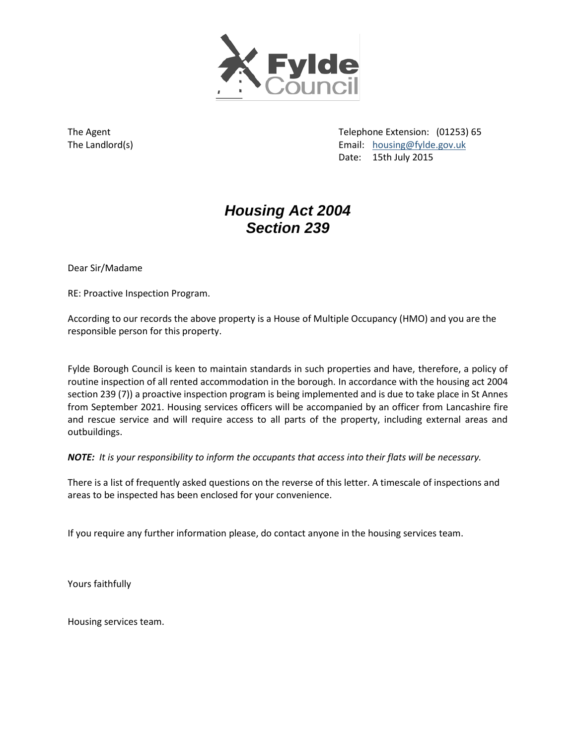The Agent
The Landlord(s)

Telephone Extension: (01253) 65
Email: [housing@fylde.gov.uk](mailto:housing@fylde.gov.uk)
Date: 15th July 2015

# *Housing Act 2004*
# *Section 239*

Dear Sir/Madame

RE: Proactive Inspection Program.

According to our records the above property is a House of Multiple Occupancy (HMO) and you are the responsible person for this property.

Fylde Borough Council is keen to maintain standards in such properties and have, therefore, a policy of routine inspection of all rented accommodation in the borough. In accordance with the housing act 2004 section 239 (7)) a proactive inspection program is being implemented and is due to take place in St Annes from September 2021. Housing services officers will be accompanied by an officer from Lancashire fire and rescue service and will require access to all parts of the property, including external areas and outbuildings.

***NOTE:*** *It is your responsibility to inform the occupants that access into their flats will be necessary.*

There is a list of frequently asked questions on the reverse of this letter. A timescale of inspections and areas to be inspected has been enclosed for your convenience.

If you require any further information please, do contact anyone in the housing services team.

Yours faithfully

Housing services team.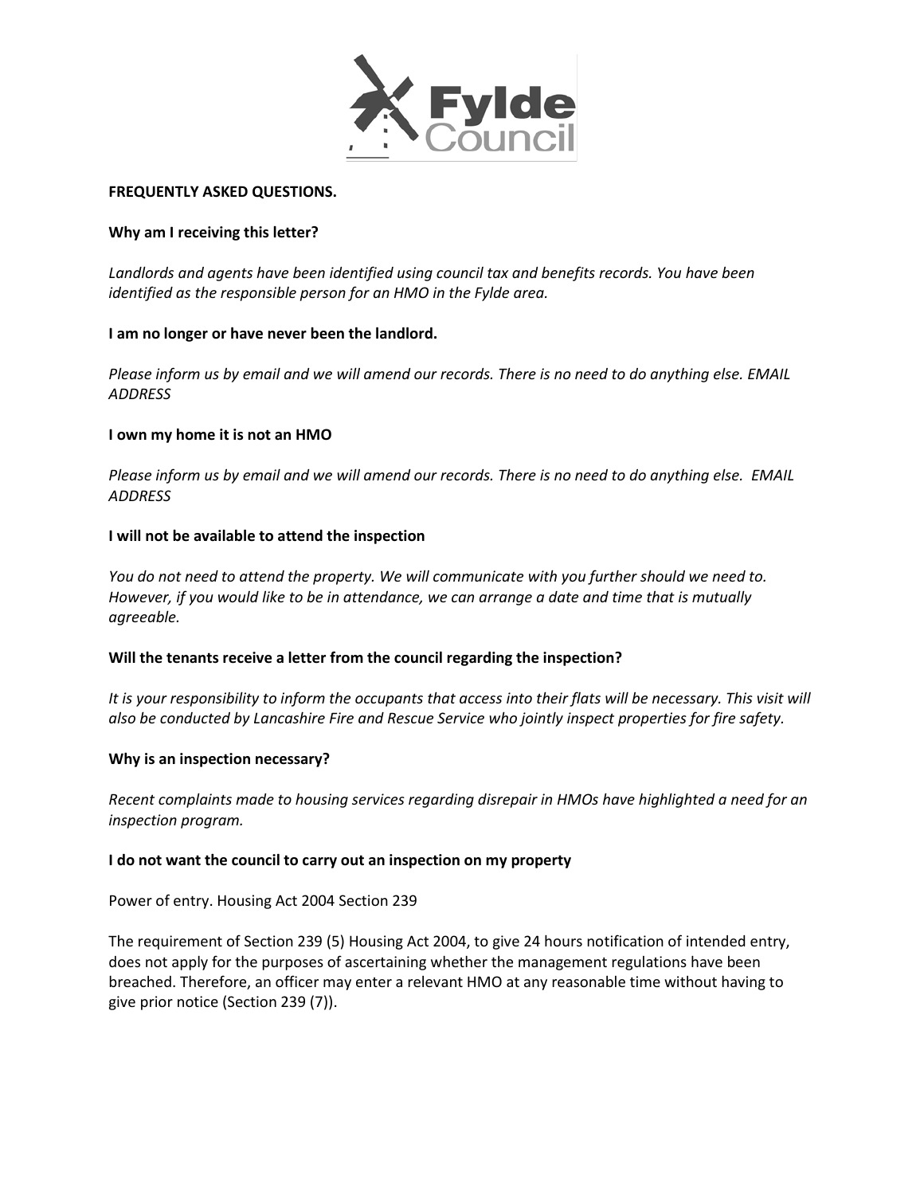**FREQUENTLY ASKED QUESTIONS.**

**Why am I receiving this letter?**

*Landlords and agents have been identified using council tax and benefits records. You have been identified as the responsible person for an HMO in the Fylde area.*

**I am no longer or have never been the landlord.**

*Please inform us by email and we will amend our records. There is no need to do anything else. EMAIL ADDRESS*

**I own my home it is not an HMO**

*Please inform us by email and we will amend our records. There is no need to do anything else. EMAIL ADDRESS*

**I will not be available to attend the inspection**

*You do not need to attend the property. We will communicate with you further should we need to. However, if you would like to be in attendance, we can arrange a date and time that is mutually agreeable.*

**Will the tenants receive a letter from the council regarding the inspection?**

*It is your responsibility to inform the occupants that access into their flats will be necessary. This visit will also be conducted by Lancashire Fire and Rescue Service who jointly inspect properties for fire safety.*

**Why is an inspection necessary?**

*Recent complaints made to housing services regarding disrepair in HMOs have highlighted a need for an inspection program.*

**I do not want the council to carry out an inspection on my property**

Power of entry. Housing Act 2004 Section 239

The requirement of Section 239 (5) Housing Act 2004, to give 24 hours notification of intended entry, does not apply for the purposes of ascertaining whether the management regulations have been breached. Therefore, an officer may enter a relevant HMO at any reasonable time without having to give prior notice (Section 239 (7)).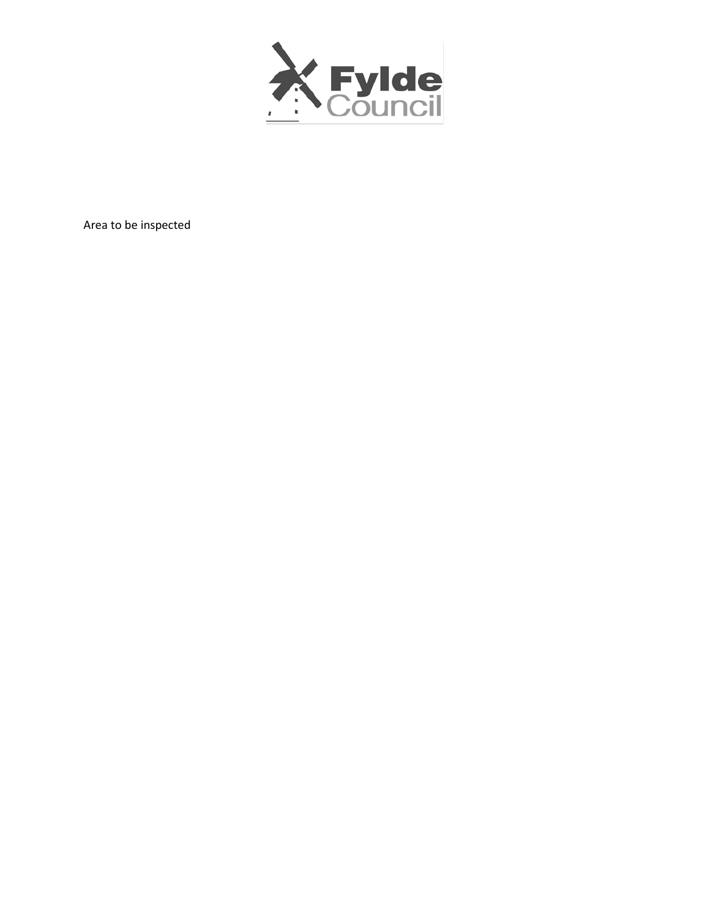Fylde Council

Area to be inspected